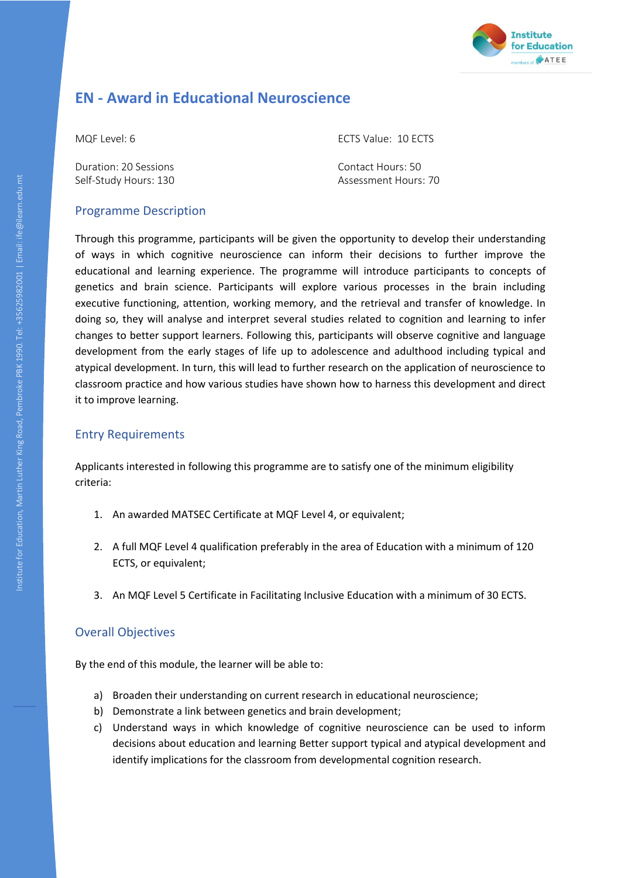# EN - Award in Educational Neuroscience

MQF Level: 6

ECTS Value: 10 ECTS

Duration: 20 Sessions
Self-Study Hours: 130

Contact Hours: 50
Assessment Hours: 70

## Programme Description

Through this programme, participants will be given the opportunity to develop their understanding of ways in which cognitive neuroscience can inform their decisions to further improve the educational and learning experience. The programme will introduce participants to concepts of genetics and brain science. Participants will explore various processes in the brain including executive functioning, attention, working memory, and the retrieval and transfer of knowledge. In doing so, they will analyse and interpret several studies related to cognition and learning to infer changes to better support learners. Following this, participants will observe cognitive and language development from the early stages of life up to adolescence and adulthood including typical and atypical development. In turn, this will lead to further research on the application of neuroscience to classroom practice and how various studies have shown how to harness this development and direct it to improve learning.

## Entry Requirements

Applicants interested in following this programme are to satisfy one of the minimum eligibility criteria:

1. An awarded MATSEC Certificate at MQF Level 4, or equivalent;

2. A full MQF Level 4 qualification preferably in the area of Education with a minimum of 120 ECTS, or equivalent;

3. An MQF Level 5 Certificate in Facilitating Inclusive Education with a minimum of 30 ECTS.

## Overall Objectives

By the end of this module, the learner will be able to:

a) Broaden their understanding on current research in educational neuroscience;
b) Demonstrate a link between genetics and brain development;
c) Understand ways in which knowledge of cognitive neuroscience can be used to inform decisions about education and learning Better support typical and atypical development and identify implications for the classroom from developmental cognition research.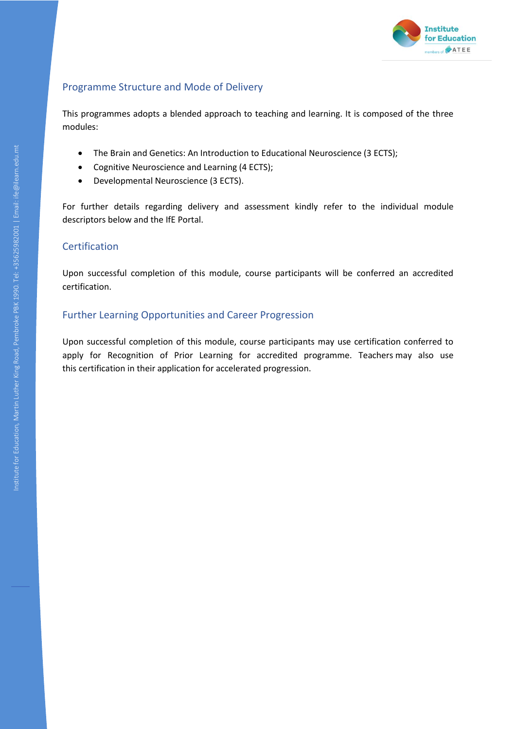## Programme Structure and Mode of Delivery

This programmes adopts a blended approach to teaching and learning. It is composed of the three modules:

- The Brain and Genetics: An Introduction to Educational Neuroscience (3 ECTS);
- Cognitive Neuroscience and Learning (4 ECTS);
- Developmental Neuroscience (3 ECTS).

For further details regarding delivery and assessment kindly refer to the individual module descriptors below and the IfE Portal.

## Certification

Upon successful completion of this module, course participants will be conferred an accredited certification.

## Further Learning Opportunities and Career Progression

Upon successful completion of this module, course participants may use certification conferred to apply for Recognition of Prior Learning for accredited programme. Teachers may also use this certification in their application for accelerated progression.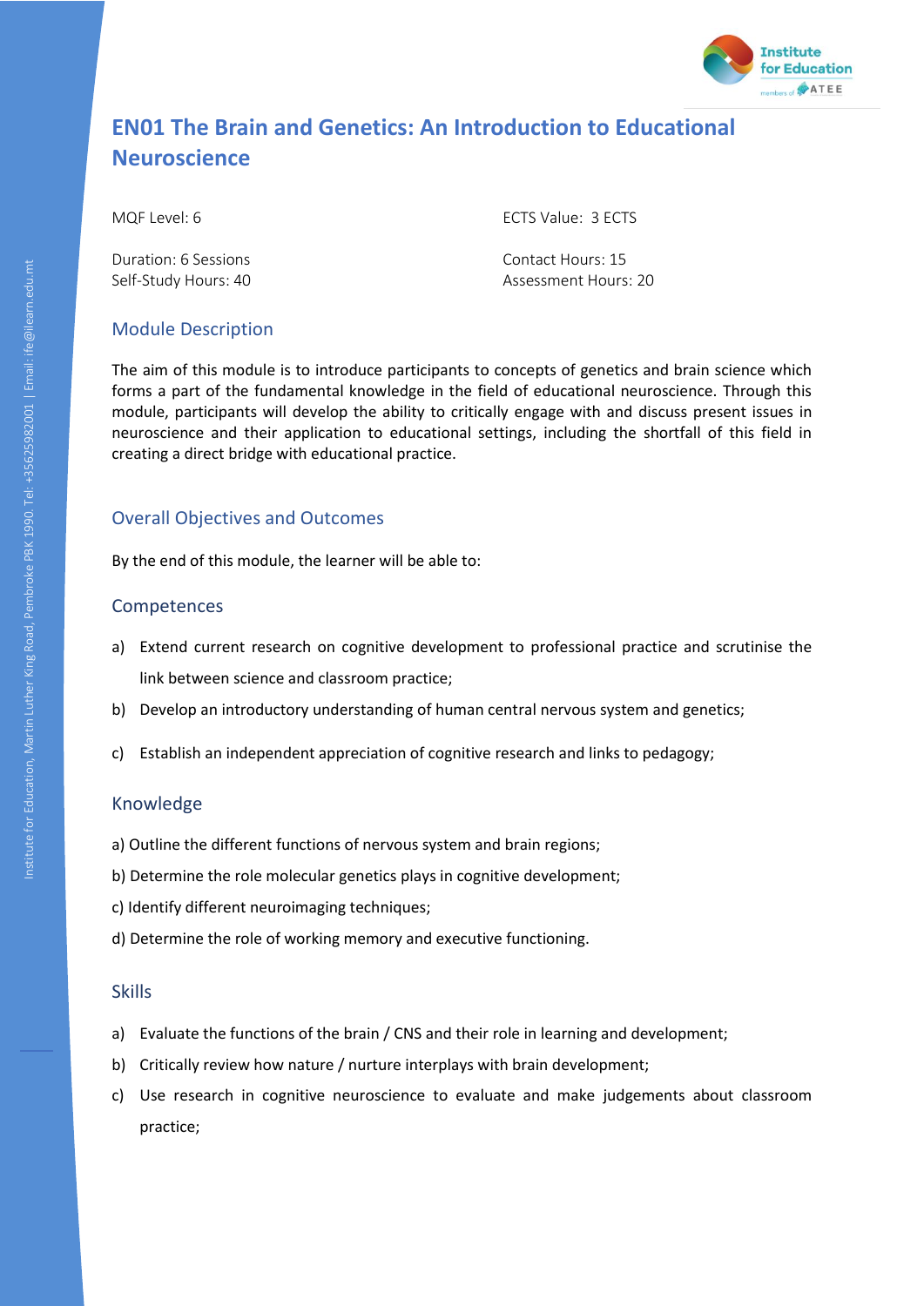# EN01 The Brain and Genetics: An Introduction to Educational Neuroscience

MQF Level: 6

ECTS Value: 3 ECTS

Duration: 6 Sessions
Self-Study Hours: 40

Contact Hours: 15
Assessment Hours: 20

## Module Description

The aim of this module is to introduce participants to concepts of genetics and brain science which forms a part of the fundamental knowledge in the field of educational neuroscience. Through this module, participants will develop the ability to critically engage with and discuss present issues in neuroscience and their application to educational settings, including the shortfall of this field in creating a direct bridge with educational practice.

## Overall Objectives and Outcomes

By the end of this module, the learner will be able to:

### Competences

a) Extend current research on cognitive development to professional practice and scrutinise the link between science and classroom practice;

b) Develop an introductory understanding of human central nervous system and genetics;

c) Establish an independent appreciation of cognitive research and links to pedagogy;

### Knowledge

a) Outline the different functions of nervous system and brain regions;

b) Determine the role molecular genetics plays in cognitive development;

c) Identify different neuroimaging techniques;

d) Determine the role of working memory and executive functioning.

### Skills

a) Evaluate the functions of the brain / CNS and their role in learning and development;

b) Critically review how nature / nurture interplays with brain development;

c) Use research in cognitive neuroscience to evaluate and make judgements about classroom practice;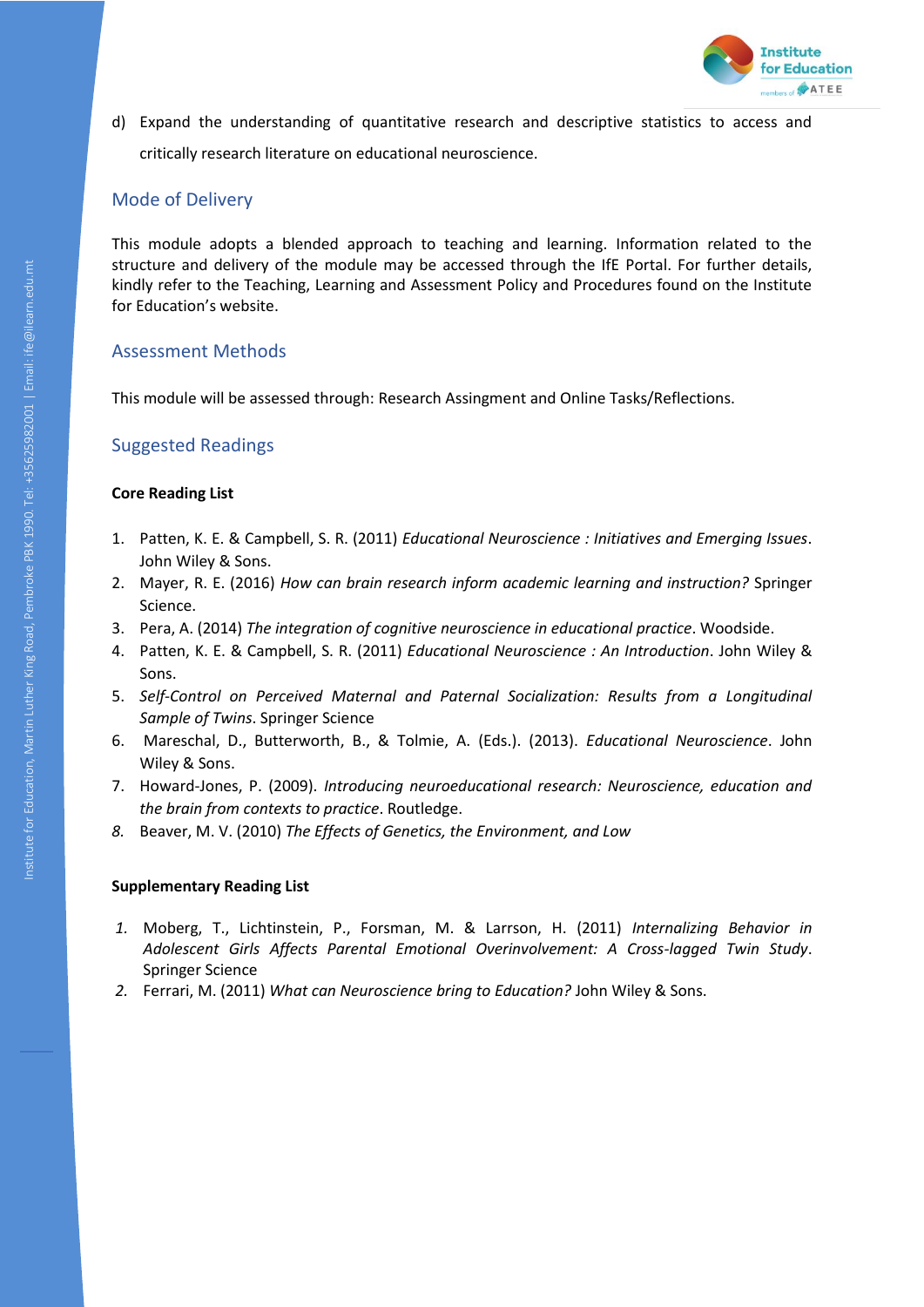d) Expand the understanding of quantitative research and descriptive statistics to access and critically research literature on educational neuroscience.

## Mode of Delivery

This module adopts a blended approach to teaching and learning. Information related to the structure and delivery of the module may be accessed through the IfE Portal. For further details, kindly refer to the Teaching, Learning and Assessment Policy and Procedures found on the Institute for Education's website.

## Assessment Methods

This module will be assessed through: Research Assingment and Online Tasks/Reflections.

## Suggested Readings

**Core Reading List**

1. Patten, K. E. & Campbell, S. R. (2011) *Educational Neuroscience : Initiatives and Emerging Issues*. John Wiley & Sons.
2. Mayer, R. E. (2016) *How can brain research inform academic learning and instruction?* Springer Science.
3. Pera, A. (2014) *The integration of cognitive neuroscience in educational practice*. Woodside.
4. Patten, K. E. & Campbell, S. R. (2011) *Educational Neuroscience : An Introduction*. John Wiley & Sons.
5. *Self-Control on Perceived Maternal and Paternal Socialization: Results from a Longitudinal Sample of Twins*. Springer Science
6. Mareschal, D., Butterworth, B., & Tolmie, A. (Eds.). (2013). *Educational Neuroscience*. John Wiley & Sons.
7. Howard-Jones, P. (2009). *Introducing neuroeducational research: Neuroscience, education and the brain from contexts to practice*. Routledge.
8. Beaver, M. V. (2010) *The Effects of Genetics, the Environment, and Low*

**Supplementary Reading List**

1. Moberg, T., Lichtinstein, P., Forsman, M. & Larrson, H. (2011) *Internalizing Behavior in Adolescent Girls Affects Parental Emotional Overinvolvement: A Cross-lagged Twin Study*. Springer Science
2. Ferrari, M. (2011) *What can Neuroscience bring to Education?* John Wiley & Sons.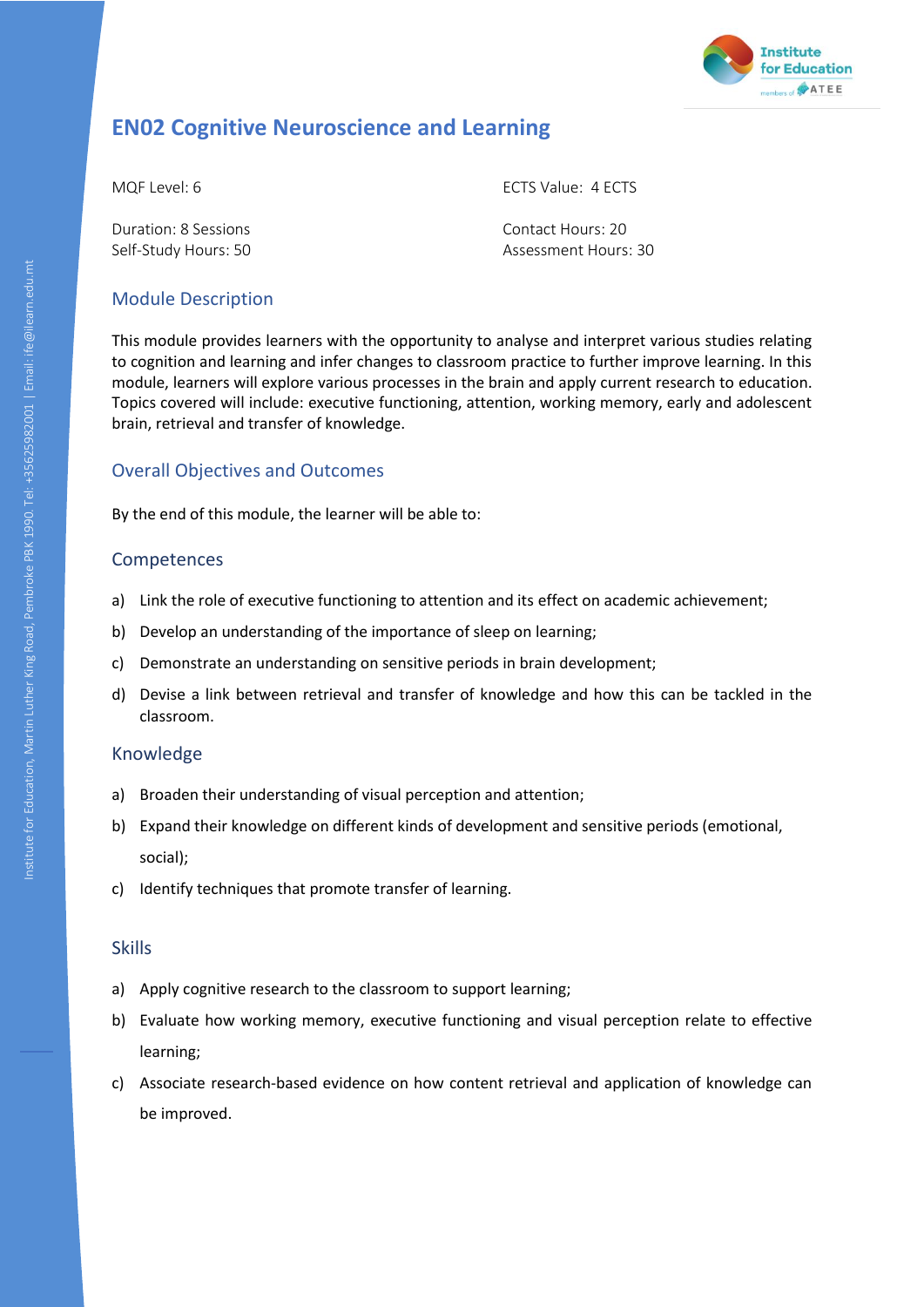# EN02 Cognitive Neuroscience and Learning

MQF Level: 6

ECTS Value: 4 ECTS

Duration: 8 Sessions

Contact Hours: 20

Self-Study Hours: 50

Assessment Hours: 30

## Module Description

This module provides learners with the opportunity to analyse and interpret various studies relating to cognition and learning and infer changes to classroom practice to further improve learning. In this module, learners will explore various processes in the brain and apply current research to education. Topics covered will include: executive functioning, attention, working memory, early and adolescent brain, retrieval and transfer of knowledge.

## Overall Objectives and Outcomes

By the end of this module, the learner will be able to:

## Competences

a) Link the role of executive functioning to attention and its effect on academic achievement;

b) Develop an understanding of the importance of sleep on learning;

c) Demonstrate an understanding on sensitive periods in brain development;

d) Devise a link between retrieval and transfer of knowledge and how this can be tackled in the classroom.

## Knowledge

a) Broaden their understanding of visual perception and attention;

b) Expand their knowledge on different kinds of development and sensitive periods (emotional, social);

c) Identify techniques that promote transfer of learning.

## Skills

a) Apply cognitive research to the classroom to support learning;

b) Evaluate how working memory, executive functioning and visual perception relate to effective learning;

c) Associate research-based evidence on how content retrieval and application of knowledge can be improved.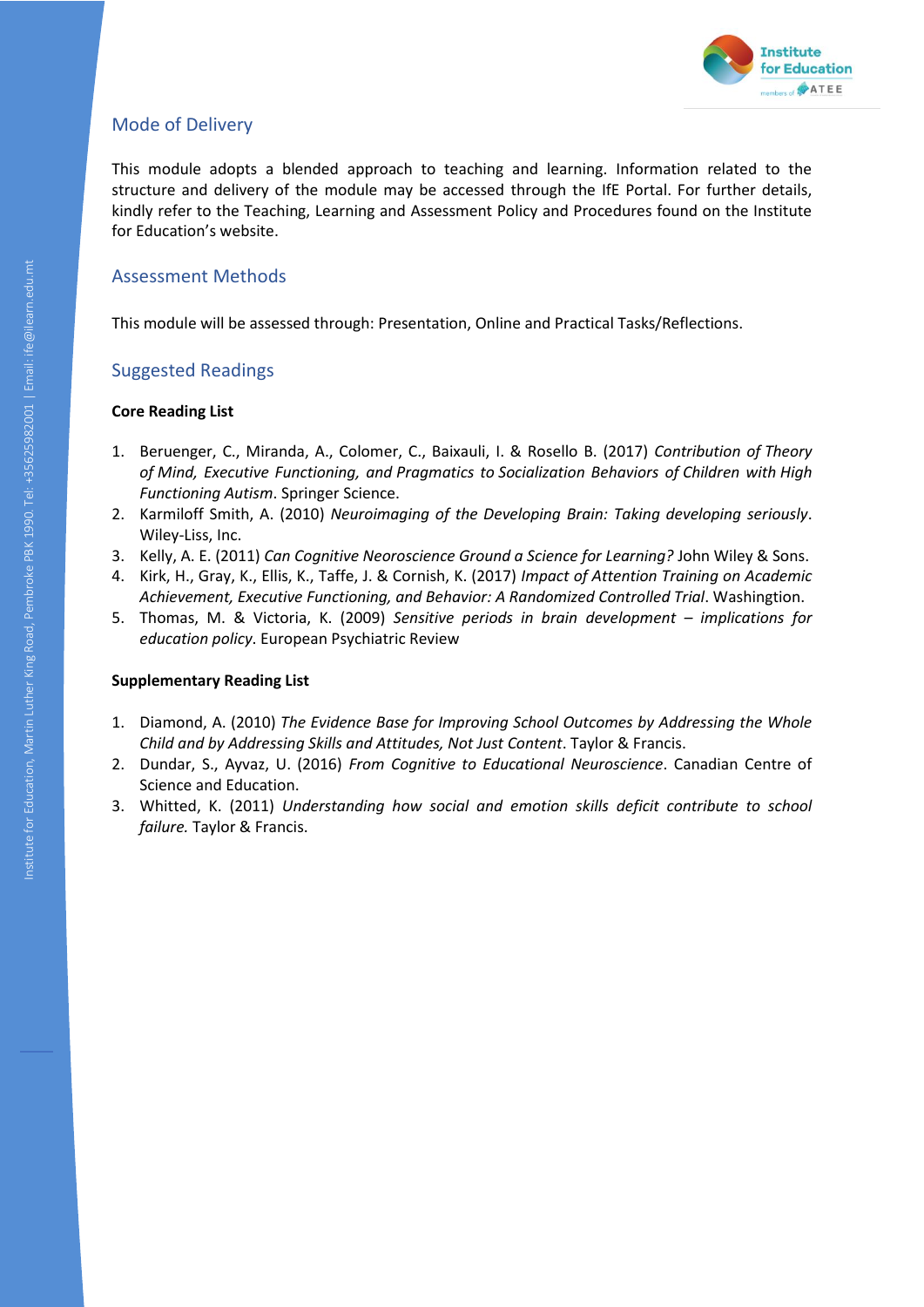## Mode of Delivery

This module adopts a blended approach to teaching and learning. Information related to the structure and delivery of the module may be accessed through the IfE Portal. For further details, kindly refer to the Teaching, Learning and Assessment Policy and Procedures found on the Institute for Education's website.

## Assessment Methods

This module will be assessed through: Presentation, Online and Practical Tasks/Reflections.

## Suggested Readings

**Core Reading List**

1. Beruenger, C., Miranda, A., Colomer, C., Baixauli, I. & Rosello B. (2017) *Contribution of Theory of Mind, Executive Functioning, and Pragmatics to Socialization Behaviors of Children with High Functioning Autism*. Springer Science.
2. Karmiloff Smith, A. (2010) *Neuroimaging of the Developing Brain: Taking developing seriously*. Wiley-Liss, Inc.
3. Kelly, A. E. (2011) *Can Cognitive Neuroscience Ground a Science for Learning?* John Wiley & Sons.
4. Kirk, H., Gray, K., Ellis, K., Taffe, J. & Cornish, K. (2017) *Impact of Attention Training on Academic Achievement, Executive Functioning, and Behavior: A Randomized Controlled Trial*. Washington.
5. Thomas, M. & Victoria, K. (2009) *Sensitive periods in brain development – implications for education policy*. European Psychiatric Review

**Supplementary Reading List**

1. Diamond, A. (2010) *The Evidence Base for Improving School Outcomes by Addressing the Whole Child and by Addressing Skills and Attitudes, Not Just Content*. Taylor & Francis.
2. Dundar, S., Ayvaz, U. (2016) *From Cognitive to Educational Neuroscience*. Canadian Centre of Science and Education.
3. Whitted, K. (2011) *Understanding how social and emotion skills deficit contribute to school failure.* Taylor & Francis.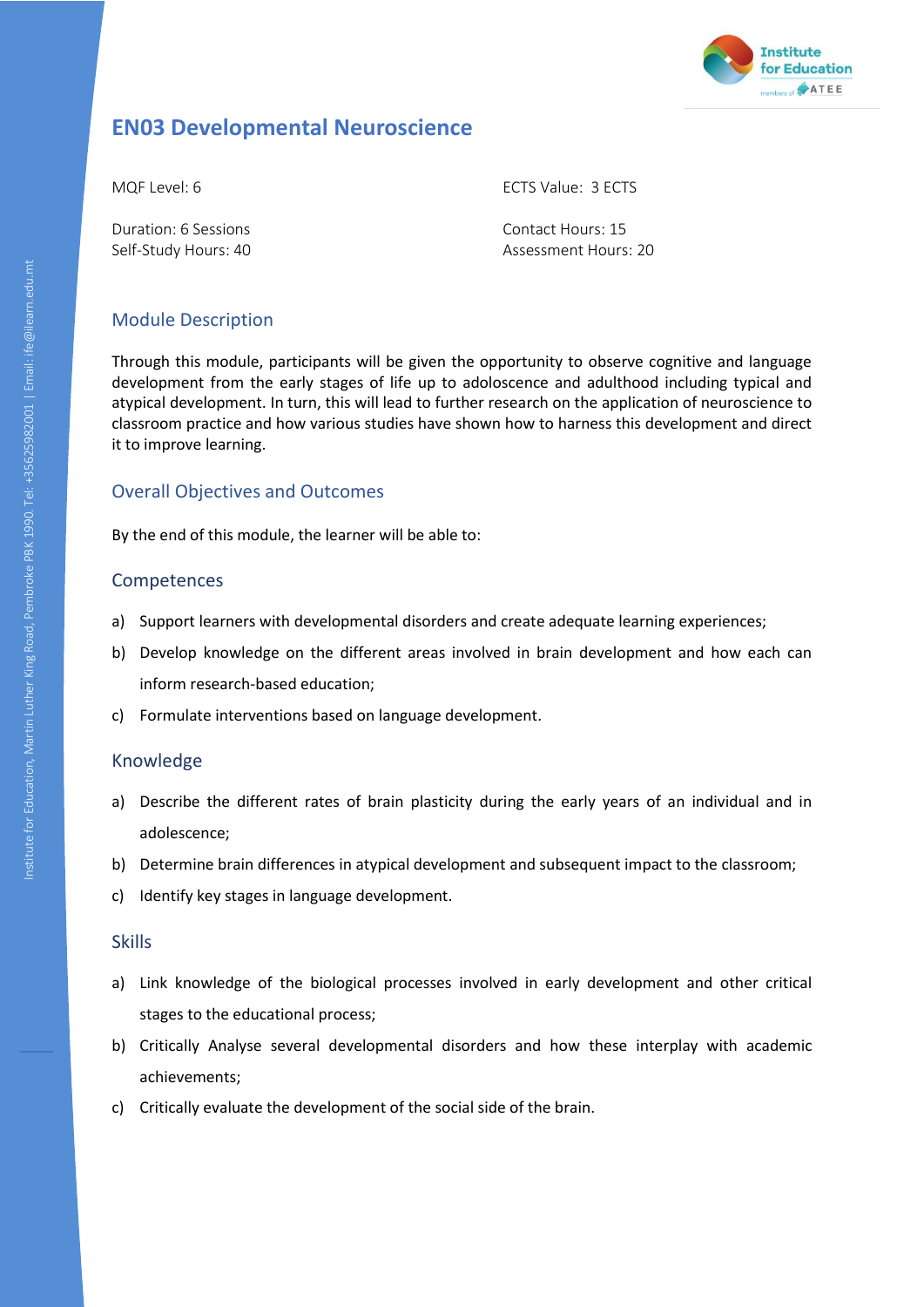# EN03 Developmental Neuroscience

MQF Level: 6

ECTS Value: 3 ECTS

Duration: 6 Sessions

Self-Study Hours: 40

Contact Hours: 15

Assessment Hours: 20

## Module Description

Through this module, participants will be given the opportunity to observe cognitive and language development from the early stages of life up to adoloscence and adulthood including typical and atypical development. In turn, this will lead to further research on the application of neuroscience to classroom practice and how various studies have shown how to harness this development and direct it to improve learning.

## Overall Objectives and Outcomes

By the end of this module, the learner will be able to:

### Competences

a) Support learners with developmental disorders and create adequate learning experiences;

b) Develop knowledge on the different areas involved in brain development and how each can inform research-based education;

c) Formulate interventions based on language development.

### Knowledge

a) Describe the different rates of brain plasticity during the early years of an individual and in adolescence;

b) Determine brain differences in atypical development and subsequent impact to the classroom;

c) Identify key stages in language development.

### Skills

a) Link knowledge of the biological processes involved in early development and other critical stages to the educational process;

b) Critically Analyse several developmental disorders and how these interplay with academic achievements;

c) Critically evaluate the development of the social side of the brain.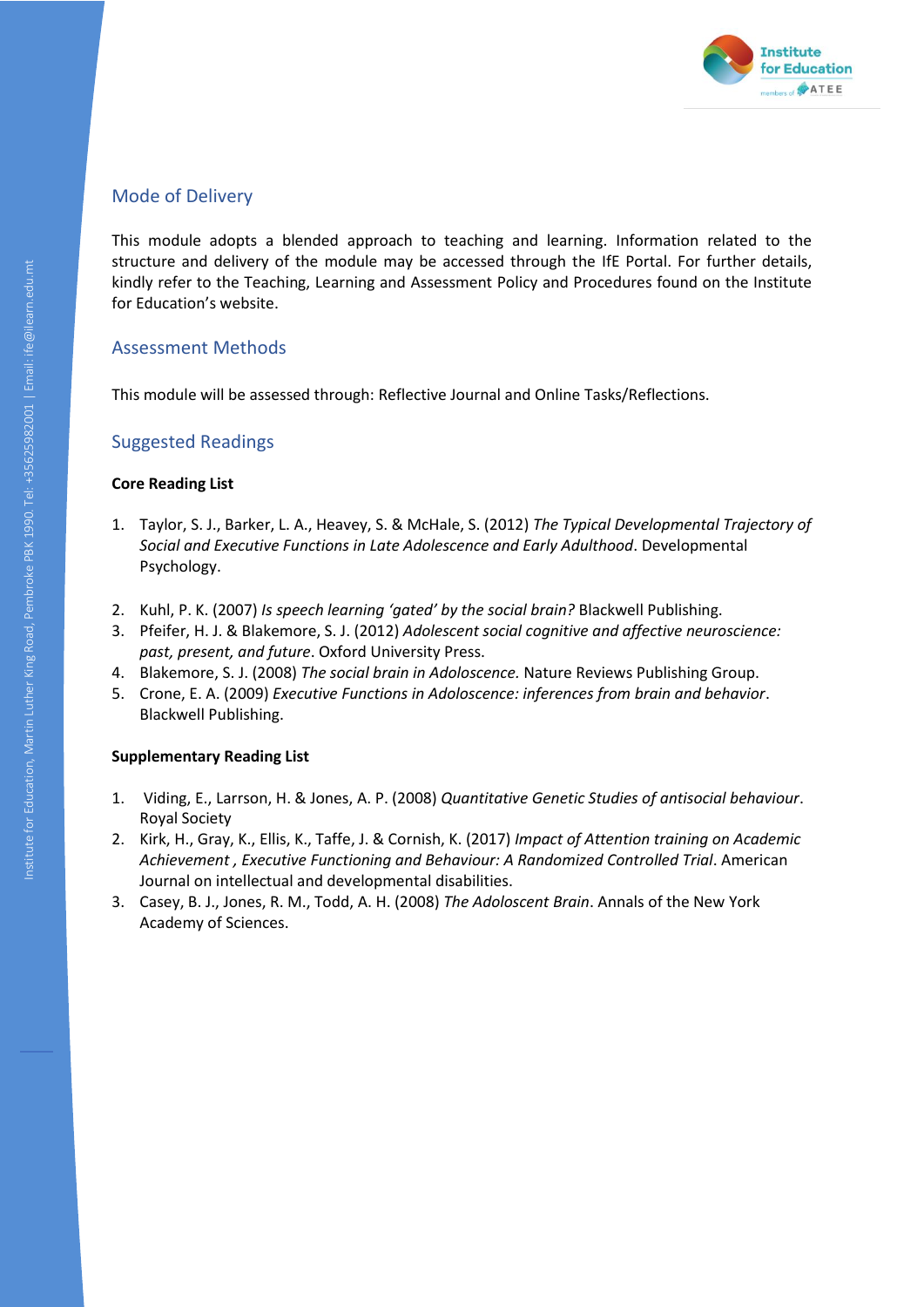## Mode of Delivery

This module adopts a blended approach to teaching and learning. Information related to the structure and delivery of the module may be accessed through the IfE Portal. For further details, kindly refer to the Teaching, Learning and Assessment Policy and Procedures found on the Institute for Education's website.

## Assessment Methods

This module will be assessed through: Reflective Journal and Online Tasks/Reflections.

## Suggested Readings

**Core Reading List**

1. Taylor, S. J., Barker, L. A., Heavey, S. & McHale, S. (2012) *The Typical Developmental Trajectory of Social and Executive Functions in Late Adolescence and Early Adulthood*. Developmental Psychology.
2. Kuhl, P. K. (2007) *Is speech learning 'gated' by the social brain?* Blackwell Publishing.
3. Pfeifer, H. J. & Blakemore, S. J. (2012) *Adolescent social cognitive and affective neuroscience: past, present, and future*. Oxford University Press.
4. Blakemore, S. J. (2008) *The social brain in Adoloscence.* Nature Reviews Publishing Group.
5. Crone, E. A. (2009) *Executive Functions in Adoloscence: inferences from brain and behavior*. Blackwell Publishing.

**Supplementary Reading List**

1. Viding, E., Larrson, H. & Jones, A. P. (2008) *Quantitative Genetic Studies of antisocial behaviour*. Royal Society
2. Kirk, H., Gray, K., Ellis, K., Taffe, J. & Cornish, K. (2017) *Impact of Attention training on Academic Achievement , Executive Functioning and Behaviour: A Randomized Controlled Trial*. American Journal on intellectual and developmental disabilities.
3. Casey, B. J., Jones, R. M., Todd, A. H. (2008) *The Adoloscent Brain*. Annals of the New York Academy of Sciences.